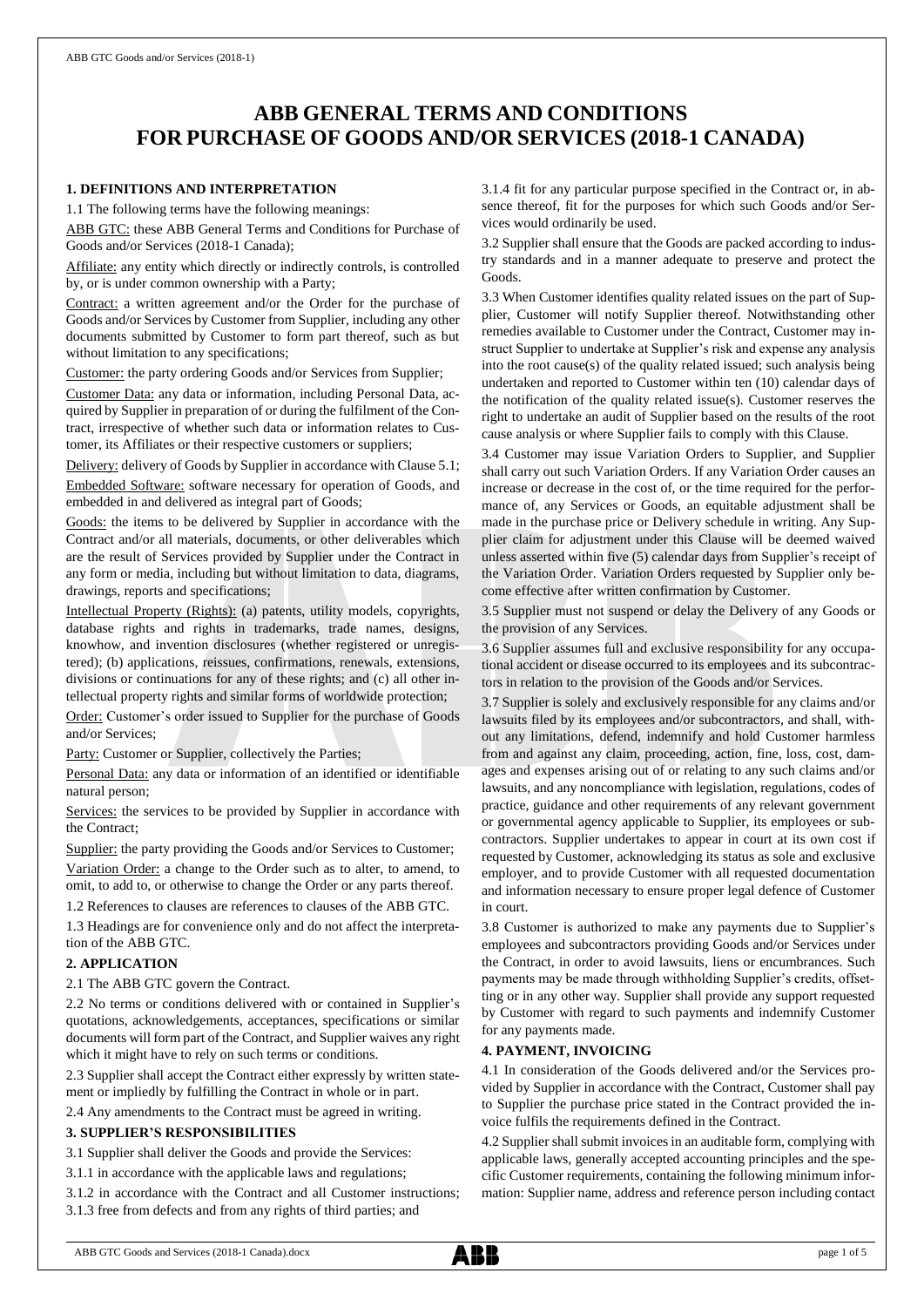# ABB GENERAL TERMS AND CONDITIONS FOR PURCHASE OF GOODS AND/OR SERVICES (2018-1 CANADA)

## 1. DEFINITIONS AND INTERPRETATION

1.1 The following terms have the following meanings:

ABB GTC: these ABB General Terms and Conditions for Purchase of Goods and/or Services (2018-1 Canada);

Affiliate: any entity which directly or indirectly controls, is controlled by, or is under common ownership with a Party;

Contract: a written agreement and/or the Order for the purchase of Goods and/or Services by Customer from Supplier, including any other documents submitted by Customer to form part thereof, such as but without limitation to any specifications;

Customer: the party ordering Goods and/or Services from Supplier;

Customer Data: any data or information, including Personal Data, acquired by Supplier in preparation of or during the fulfilment of the Contract, irrespective of whether such data or information relates to Customer, its Affiliates or their respective customers or suppliers;

Delivery: delivery of Goods by Supplier in accordance with Clause 5.1;

Embedded Software: software necessary for operation of Goods, and embedded in and delivered as integral part of Goods;

Goods: the items to be delivered by Supplier in accordance with the Contract and/or all materials, documents, or other deliverables which are the result of Services provided by Supplier under the Contract in any form or media, including but without limitation to data, diagrams, drawings, reports and specifications;

Intellectual Property (Rights): (a) patents, utility models, copyrights, database rights and rights in trademarks, trade names, designs, knowhow, and invention disclosures (whether registered or unregistered); (b) applications, reissues, confirmations, renewals, extensions, divisions or continuations for any of these rights; and (c) all other intellectual property rights and similar forms of worldwide protection;

Order: Customer's order issued to Supplier for the purchase of Goods and/or Services;

Party: Customer or Supplier, collectively the Parties;

Personal Data: any data or information of an identified or identifiable natural person;

Services: the services to be provided by Supplier in accordance with the Contract;

Supplier: the party providing the Goods and/or Services to Customer;

Variation Order: a change to the Order such as to alter, to amend, to omit, to add to, or otherwise to change the Order or any parts thereof.

1.2 References to clauses are references to clauses of the ABB GTC.

1.3 Headings are for convenience only and do not affect the interpretation of the ABB GTC.

## 2. APPLICATION

2.1 The ABB GTC govern the Contract.

2.2 No terms or conditions delivered with or contained in Supplier's quotations, acknowledgements, acceptances, specifications or similar documents will form part of the Contract, and Supplier waives any right which it might have to rely on such terms or conditions.

2.3 Supplier shall accept the Contract either expressly by written statement or impliedly by fulfilling the Contract in whole or in part.

2.4 Any amendments to the Contract must be agreed in writing.

## 3. SUPPLIER'S RESPONSIBILITIES

3.1 Supplier shall deliver the Goods and provide the Services:

3.1.1 in accordance with the applicable laws and regulations;

3.1.2 in accordance with the Contract and all Customer instructions;

3.1.3 free from defects and from any rights of third parties; and

3.1.4 fit for any particular purpose specified in the Contract or, in absence thereof, fit for the purposes for which such Goods and/or Services would ordinarily be used.

3.2 Supplier shall ensure that the Goods are packed according to industry standards and in a manner adequate to preserve and protect the Goods.

3.3 When Customer identifies quality related issues on the part of Supplier, Customer will notify Supplier thereof. Notwithstanding other remedies available to Customer under the Contract, Customer may instruct Supplier to undertake at Supplier's risk and expense any analysis into the root cause(s) of the quality related issued; such analysis being undertaken and reported to Customer within ten (10) calendar days of the notification of the quality related issue(s). Customer reserves the right to undertake an audit of Supplier based on the results of the root cause analysis or where Supplier fails to comply with this Clause.

3.4 Customer may issue Variation Orders to Supplier, and Supplier shall carry out such Variation Orders. If any Variation Order causes an increase or decrease in the cost of, or the time required for the performance of, any Services or Goods, an equitable adjustment shall be made in the purchase price or Delivery schedule in writing. Any Supplier claim for adjustment under this Clause will be deemed waived unless asserted within five (5) calendar days from Supplier's receipt of the Variation Order. Variation Orders requested by Supplier only become effective after written confirmation by Customer.

3.5 Supplier must not suspend or delay the Delivery of any Goods or the provision of any Services.

3.6 Supplier assumes full and exclusive responsibility for any occupational accident or disease occurred to its employees and its subcontractors in relation to the provision of the Goods and/or Services.

3.7 Supplier is solely and exclusively responsible for any claims and/or lawsuits filed by its employees and/or subcontractors, and shall, without any limitations, defend, indemnify and hold Customer harmless from and against any claim, proceeding, action, fine, loss, cost, damages and expenses arising out of or relating to any such claims and/or lawsuits, and any noncompliance with legislation, regulations, codes of practice, guidance and other requirements of any relevant government or governmental agency applicable to Supplier, its employees or subcontractors. Supplier undertakes to appear in court at its own cost if requested by Customer, acknowledging its status as sole and exclusive employer, and to provide Customer with all requested documentation and information necessary to ensure proper legal defence of Customer in court.

3.8 Customer is authorized to make any payments due to Supplier's employees and subcontractors providing Goods and/or Services under the Contract, in order to avoid lawsuits, liens or encumbrances. Such payments may be made through withholding Supplier's credits, offsetting or in any other way. Supplier shall provide any support requested by Customer with regard to such payments and indemnify Customer for any payments made.

## 4. PAYMENT, INVOICING

4.1 In consideration of the Goods delivered and/or the Services provided by Supplier in accordance with the Contract, Customer shall pay to Supplier the purchase price stated in the Contract provided the invoice fulfils the requirements defined in the Contract.

4.2 Supplier shall submit invoices in an auditable form, complying with applicable laws, generally accepted accounting principles and the specific Customer requirements, containing the following minimum information: Supplier name, address and reference person including contact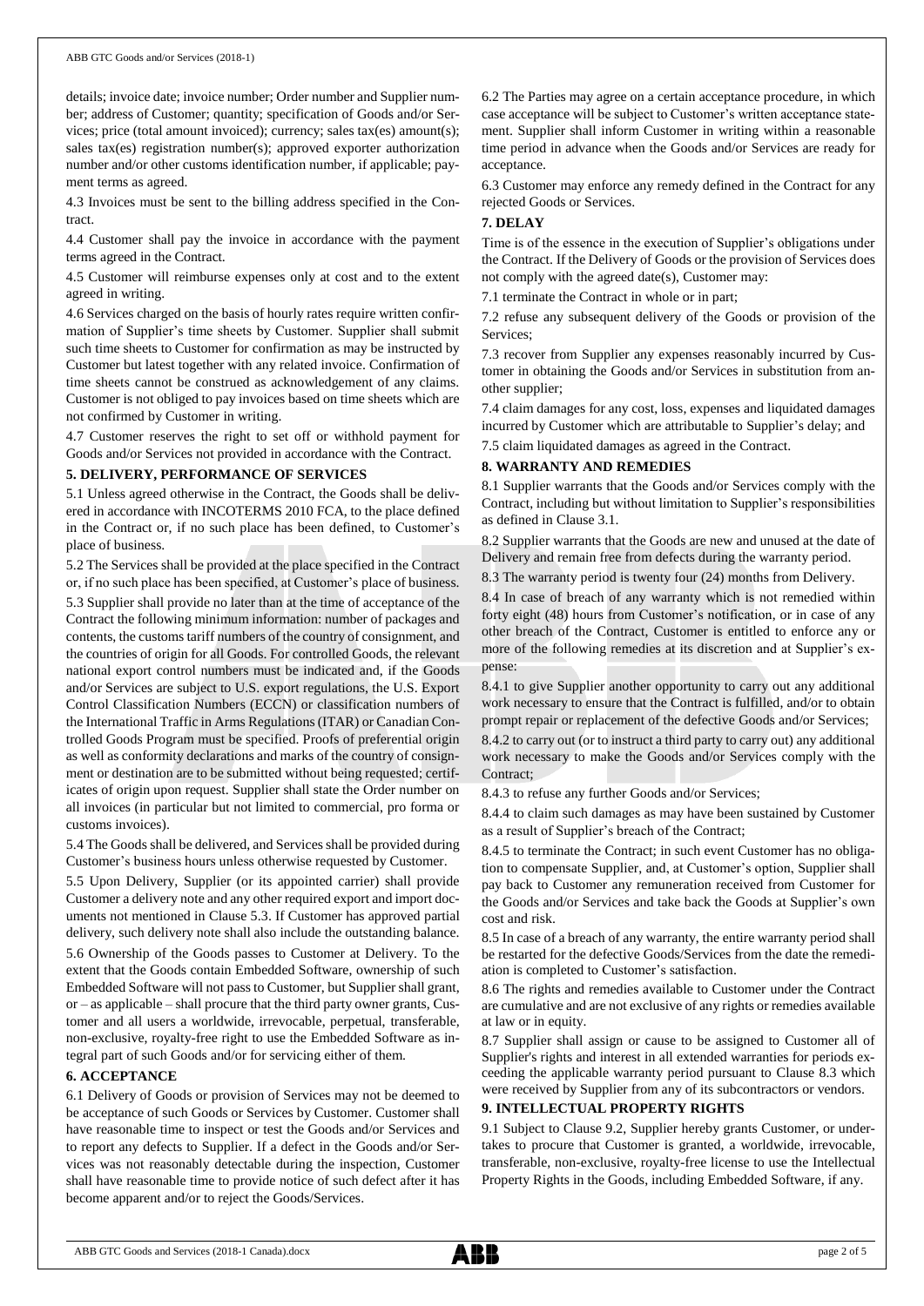details; invoice date; invoice number; Order number and Supplier number; address of Customer; quantity; specification of Goods and/or Services; price (total amount invoiced); currency; sales tax(es) amount(s); sales tax(es) registration number(s); approved exporter authorization number and/or other customs identification number, if applicable; payment terms as agreed.

4.3 Invoices must be sent to the billing address specified in the Contract.

4.4 Customer shall pay the invoice in accordance with the payment terms agreed in the Contract.

4.5 Customer will reimburse expenses only at cost and to the extent agreed in writing.

4.6 Services charged on the basis of hourly rates require written confirmation of Supplier's time sheets by Customer. Supplier shall submit such time sheets to Customer for confirmation as may be instructed by Customer but latest together with any related invoice. Confirmation of time sheets cannot be construed as acknowledgement of any claims. Customer is not obliged to pay invoices based on time sheets which are not confirmed by Customer in writing.

4.7 Customer reserves the right to set off or withhold payment for Goods and/or Services not provided in accordance with the Contract.

## 5. DELIVERY, PERFORMANCE OF SERVICES

5.1 Unless agreed otherwise in the Contract, the Goods shall be delivered in accordance with INCOTERMS 2010 FCA, to the place defined in the Contract or, if no such place has been defined, to Customer's place of business.

5.2 The Services shall be provided at the place specified in the Contract or, if no such place has been specified, at Customer's place of business.

5.3 Supplier shall provide no later than at the time of acceptance of the Contract the following minimum information: number of packages and contents, the customs tariff numbers of the country of consignment, and the countries of origin for all Goods. For controlled Goods, the relevant national export control numbers must be indicated and, if the Goods and/or Services are subject to U.S. export regulations, the U.S. Export Control Classification Numbers (ECCN) or classification numbers of the International Traffic in Arms Regulations (ITAR) or Canadian Controlled Goods Program must be specified. Proofs of preferential origin as well as conformity declarations and marks of the country of consignment or destination are to be submitted without being requested; certificates of origin upon request. Supplier shall state the Order number on all invoices (in particular but not limited to commercial, pro forma or customs invoices).

5.4 The Goods shall be delivered, and Services shall be provided during Customer's business hours unless otherwise requested by Customer.

5.5 Upon Delivery, Supplier (or its appointed carrier) shall provide Customer a delivery note and any other required export and import documents not mentioned in Clause 5.3. If Customer has approved partial delivery, such delivery note shall also include the outstanding balance.

5.6 Ownership of the Goods passes to Customer at Delivery. To the extent that the Goods contain Embedded Software, ownership of such Embedded Software will not pass to Customer, but Supplier shall grant, or – as applicable – shall procure that the third party owner grants, Customer and all users a worldwide, irrevocable, perpetual, transferable, non-exclusive, royalty-free right to use the Embedded Software as integral part of such Goods and/or for servicing either of them.

## 6. ACCEPTANCE

6.1 Delivery of Goods or provision of Services may not be deemed to be acceptance of such Goods or Services by Customer. Customer shall have reasonable time to inspect or test the Goods and/or Services and to report any defects to Supplier. If a defect in the Goods and/or Services was not reasonably detectable during the inspection, Customer shall have reasonable time to provide notice of such defect after it has become apparent and/or to reject the Goods/Services.

6.2 The Parties may agree on a certain acceptance procedure, in which case acceptance will be subject to Customer's written acceptance statement. Supplier shall inform Customer in writing within a reasonable time period in advance when the Goods and/or Services are ready for acceptance.

6.3 Customer may enforce any remedy defined in the Contract for any rejected Goods or Services.

## 7. DELAY

Time is of the essence in the execution of Supplier's obligations under the Contract. If the Delivery of Goods or the provision of Services does not comply with the agreed date(s), Customer may:

7.1 terminate the Contract in whole or in part;

7.2 refuse any subsequent delivery of the Goods or provision of the Services;

7.3 recover from Supplier any expenses reasonably incurred by Customer in obtaining the Goods and/or Services in substitution from another supplier;

7.4 claim damages for any cost, loss, expenses and liquidated damages incurred by Customer which are attributable to Supplier's delay; and

7.5 claim liquidated damages as agreed in the Contract.

## 8. WARRANTY AND REMEDIES

8.1 Supplier warrants that the Goods and/or Services comply with the Contract, including but without limitation to Supplier's responsibilities as defined in Clause 3.1.

8.2 Supplier warrants that the Goods are new and unused at the date of Delivery and remain free from defects during the warranty period.

8.3 The warranty period is twenty four (24) months from Delivery.

8.4 In case of breach of any warranty which is not remedied within forty eight (48) hours from Customer's notification, or in case of any other breach of the Contract, Customer is entitled to enforce any or more of the following remedies at its discretion and at Supplier's expense:

8.4.1 to give Supplier another opportunity to carry out any additional work necessary to ensure that the Contract is fulfilled, and/or to obtain prompt repair or replacement of the defective Goods and/or Services;

8.4.2 to carry out (or to instruct a third party to carry out) any additional work necessary to make the Goods and/or Services comply with the Contract;

8.4.3 to refuse any further Goods and/or Services;

8.4.4 to claim such damages as may have been sustained by Customer as a result of Supplier's breach of the Contract;

8.4.5 to terminate the Contract; in such event Customer has no obligation to compensate Supplier, and, at Customer's option, Supplier shall pay back to Customer any remuneration received from Customer for the Goods and/or Services and take back the Goods at Supplier's own cost and risk.

8.5 In case of a breach of any warranty, the entire warranty period shall be restarted for the defective Goods/Services from the date the remediation is completed to Customer's satisfaction.

8.6 The rights and remedies available to Customer under the Contract are cumulative and are not exclusive of any rights or remedies available at law or in equity.

8.7 Supplier shall assign or cause to be assigned to Customer all of Supplier's rights and interest in all extended warranties for periods exceeding the applicable warranty period pursuant to Clause 8.3 which were received by Supplier from any of its subcontractors or vendors.

## 9. INTELLECTUAL PROPERTY RIGHTS

9.1 Subject to Clause 9.2, Supplier hereby grants Customer, or undertakes to procure that Customer is granted, a worldwide, irrevocable, transferable, non-exclusive, royalty-free license to use the Intellectual Property Rights in the Goods, including Embedded Software, if any.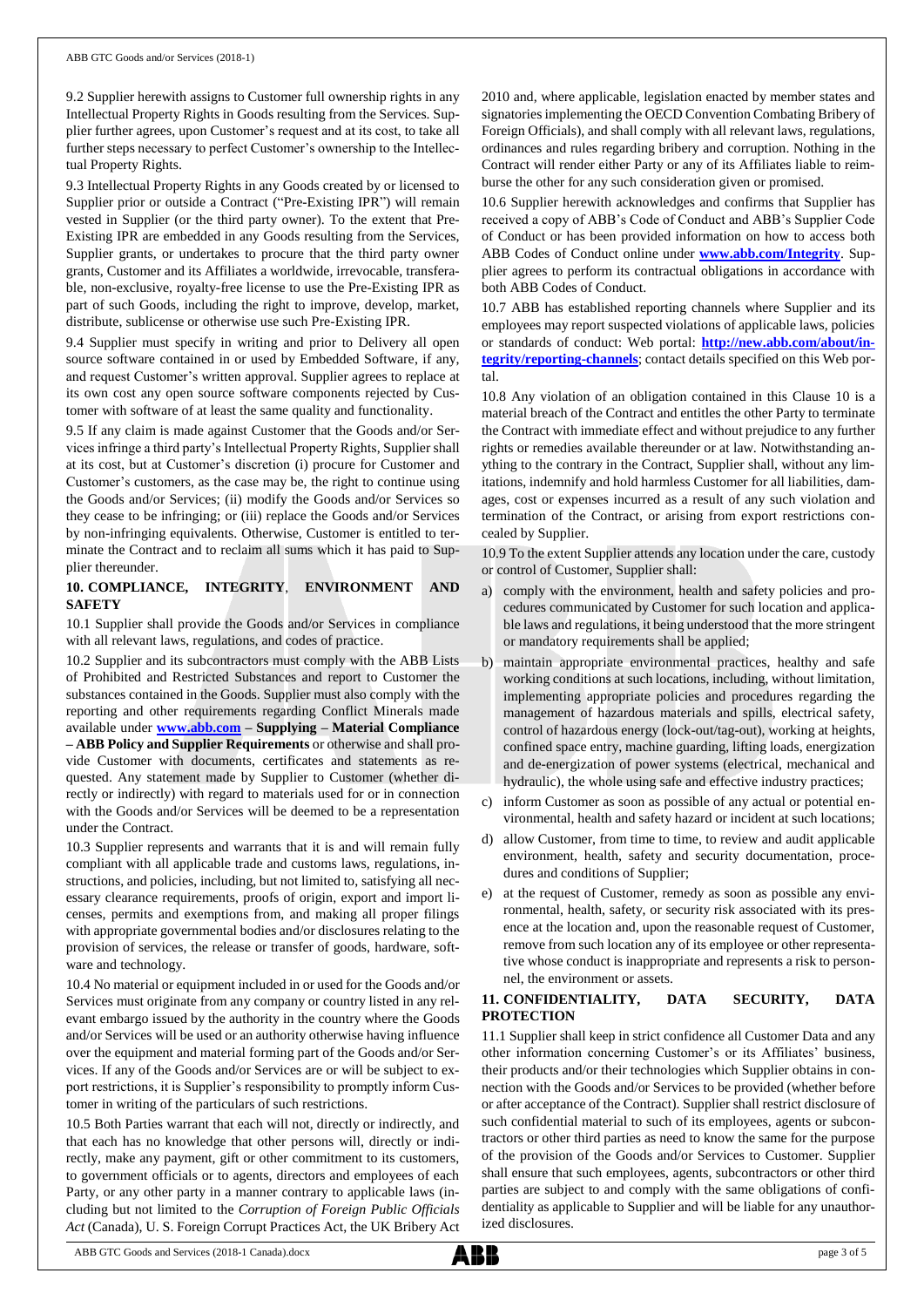9.2 Supplier herewith assigns to Customer full ownership rights in any Intellectual Property Rights in Goods resulting from the Services. Supplier further agrees, upon Customer's request and at its cost, to take all further steps necessary to perfect Customer's ownership to the Intellectual Property Rights.

9.3 Intellectual Property Rights in any Goods created by or licensed to Supplier prior or outside a Contract ("Pre-Existing IPR") will remain vested in Supplier (or the third party owner). To the extent that Pre-Existing IPR are embedded in any Goods resulting from the Services, Supplier grants, or undertakes to procure that the third party owner grants, Customer and its Affiliates a worldwide, irrevocable, transferable, non-exclusive, royalty-free license to use the Pre-Existing IPR as part of such Goods, including the right to improve, develop, market, distribute, sublicense or otherwise use such Pre-Existing IPR.

9.4 Supplier must specify in writing and prior to Delivery all open source software contained in or used by Embedded Software, if any, and request Customer's written approval. Supplier agrees to replace at its own cost any open source software components rejected by Customer with software of at least the same quality and functionality.

9.5 If any claim is made against Customer that the Goods and/or Services infringe a third party's Intellectual Property Rights, Supplier shall at its cost, but at Customer's discretion (i) procure for Customer and Customer's customers, as the case may be, the right to continue using the Goods and/or Services; (ii) modify the Goods and/or Services so they cease to be infringing; or (iii) replace the Goods and/or Services by non-infringing equivalents. Otherwise, Customer is entitled to terminate the Contract and to reclaim all sums which it has paid to Supplier thereunder.

## 10. COMPLIANCE, INTEGRITY, ENVIRONMENT AND SAFETY

10.1 Supplier shall provide the Goods and/or Services in compliance with all relevant laws, regulations, and codes of practice.

10.2 Supplier and its subcontractors must comply with the ABB Lists of Prohibited and Restricted Substances and report to Customer the substances contained in the Goods. Supplier must also comply with the reporting and other requirements regarding Conflict Minerals made available under **www.abb.com – Supplying – Material Compliance – ABB Policy and Supplier Requirements** or otherwise and shall provide Customer with documents, certificates and statements as requested. Any statement made by Supplier to Customer (whether directly or indirectly) with regard to materials used for or in connection with the Goods and/or Services will be deemed to be a representation under the Contract.

10.3 Supplier represents and warrants that it is and will remain fully compliant with all applicable trade and customs laws, regulations, instructions, and policies, including, but not limited to, satisfying all necessary clearance requirements, proofs of origin, export and import licenses, permits and exemptions from, and making all proper filings with appropriate governmental bodies and/or disclosures relating to the provision of services, the release or transfer of goods, hardware, software and technology.

10.4 No material or equipment included in or used for the Goods and/or Services must originate from any company or country listed in any relevant embargo issued by the authority in the country where the Goods and/or Services will be used or an authority otherwise having influence over the equipment and material forming part of the Goods and/or Services. If any of the Goods and/or Services are or will be subject to export restrictions, it is Supplier's responsibility to promptly inform Customer in writing of the particulars of such restrictions.

10.5 Both Parties warrant that each will not, directly or indirectly, and that each has no knowledge that other persons will, directly or indirectly, make any payment, gift or other commitment to its customers, to government officials or to agents, directors and employees of each Party, or any other party in a manner contrary to applicable laws (including but not limited to the *Corruption of Foreign Public Officials Act* (Canada), U. S. Foreign Corrupt Practices Act, the UK Bribery Act 2010 and, where applicable, legislation enacted by member states and signatories implementing the OECD Convention Combating Bribery of Foreign Officials), and shall comply with all relevant laws, regulations, ordinances and rules regarding bribery and corruption. Nothing in the Contract will render either Party or any of its Affiliates liable to reimburse the other for any such consideration given or promised.

10.6 Supplier herewith acknowledges and confirms that Supplier has received a copy of ABB's Code of Conduct and ABB's Supplier Code of Conduct or has been provided information on how to access both ABB Codes of Conduct online under **www.abb.com/Integrity**. Supplier agrees to perform its contractual obligations in accordance with both ABB Codes of Conduct.

10.7 ABB has established reporting channels where Supplier and its employees may report suspected violations of applicable laws, policies or standards of conduct: Web portal: **http://new.abb.com/about/integrity/reporting-channels**; contact details specified on this Web portal.

10.8 Any violation of an obligation contained in this Clause 10 is a material breach of the Contract and entitles the other Party to terminate the Contract with immediate effect and without prejudice to any further rights or remedies available thereunder or at law. Notwithstanding anything to the contrary in the Contract, Supplier shall, without any limitations, indemnify and hold harmless Customer for all liabilities, damages, cost or expenses incurred as a result of any such violation and termination of the Contract, or arising from export restrictions concealed by Supplier.

10.9 To the extent Supplier attends any location under the care, custody or control of Customer, Supplier shall:

a) comply with the environment, health and safety policies and procedures communicated by Customer for such location and applicable laws and regulations, it being understood that the more stringent or mandatory requirements shall be applied;
b) maintain appropriate environmental practices, healthy and safe working conditions at such locations, including, without limitation, implementing appropriate policies and procedures regarding the management of hazardous materials and spills, electrical safety, control of hazardous energy (lock-out/tag-out), working at heights, confined space entry, machine guarding, lifting loads, energization and de-energization of power systems (electrical, mechanical and hydraulic), the whole using safe and effective industry practices;
c) inform Customer as soon as possible of any actual or potential environmental, health and safety hazard or incident at such locations;
d) allow Customer, from time to time, to review and audit applicable environment, health, safety and security documentation, procedures and conditions of Supplier;
e) at the request of Customer, remedy as soon as possible any environmental, health, safety, or security risk associated with its presence at the location and, upon the reasonable request of Customer, remove from such location any of its employee or other representative whose conduct is inappropriate and represents a risk to personnel, the environment or assets.

## 11. CONFIDENTIALITY, DATA SECURITY, DATA PROTECTION

11.1 Supplier shall keep in strict confidence all Customer Data and any other information concerning Customer's or its Affiliates' business, their products and/or their technologies which Supplier obtains in connection with the Goods and/or Services to be provided (whether before or after acceptance of the Contract). Supplier shall restrict disclosure of such confidential material to such of its employees, agents or subcontractors or other third parties as need to know the same for the purpose of the provision of the Goods and/or Services to Customer. Supplier shall ensure that such employees, agents, subcontractors or other third parties are subject to and comply with the same obligations of confidentiality as applicable to Supplier and will be liable for any unauthorized disclosures.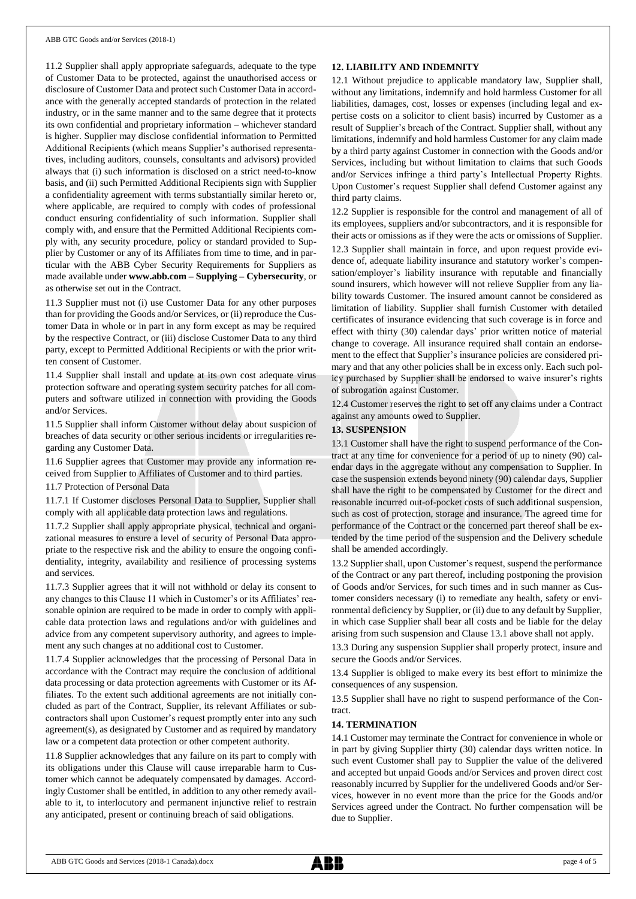11.2 Supplier shall apply appropriate safeguards, adequate to the type of Customer Data to be protected, against the unauthorised access or disclosure of Customer Data and protect such Customer Data in accordance with the generally accepted standards of protection in the related industry, or in the same manner and to the same degree that it protects its own confidential and proprietary information – whichever standard is higher. Supplier may disclose confidential information to Permitted Additional Recipients (which means Supplier's authorised representatives, including auditors, counsels, consultants and advisors) provided always that (i) such information is disclosed on a strict need-to-know basis, and (ii) such Permitted Additional Recipients sign with Supplier a confidentiality agreement with terms substantially similar hereto or, where applicable, are required to comply with codes of professional conduct ensuring confidentiality of such information. Supplier shall comply with, and ensure that the Permitted Additional Recipients comply with, any security procedure, policy or standard provided to Supplier by Customer or any of its Affiliates from time to time, and in particular with the ABB Cyber Security Requirements for Suppliers as made available under **www.abb.com – Supplying – Cybersecurity**, or as otherwise set out in the Contract.

11.3 Supplier must not (i) use Customer Data for any other purposes than for providing the Goods and/or Services, or (ii) reproduce the Customer Data in whole or in part in any form except as may be required by the respective Contract, or (iii) disclose Customer Data to any third party, except to Permitted Additional Recipients or with the prior written consent of Customer.

11.4 Supplier shall install and update at its own cost adequate virus protection software and operating system security patches for all computers and software utilized in connection with providing the Goods and/or Services.

11.5 Supplier shall inform Customer without delay about suspicion of breaches of data security or other serious incidents or irregularities regarding any Customer Data.

11.6 Supplier agrees that Customer may provide any information received from Supplier to Affiliates of Customer and to third parties.

11.7 Protection of Personal Data

11.7.1 If Customer discloses Personal Data to Supplier, Supplier shall comply with all applicable data protection laws and regulations.

11.7.2 Supplier shall apply appropriate physical, technical and organizational measures to ensure a level of security of Personal Data appropriate to the respective risk and the ability to ensure the ongoing confidentiality, integrity, availability and resilience of processing systems and services.

11.7.3 Supplier agrees that it will not withhold or delay its consent to any changes to this Clause 11 which in Customer's or its Affiliates' reasonable opinion are required to be made in order to comply with applicable data protection laws and regulations and/or with guidelines and advice from any competent supervisory authority, and agrees to implement any such changes at no additional cost to Customer.

11.7.4 Supplier acknowledges that the processing of Personal Data in accordance with the Contract may require the conclusion of additional data processing or data protection agreements with Customer or its Affiliates. To the extent such additional agreements are not initially concluded as part of the Contract, Supplier, its relevant Affiliates or subcontractors shall upon Customer's request promptly enter into any such agreement(s), as designated by Customer and as required by mandatory law or a competent data protection or other competent authority.

11.8 Supplier acknowledges that any failure on its part to comply with its obligations under this Clause will cause irreparable harm to Customer which cannot be adequately compensated by damages. Accordingly Customer shall be entitled, in addition to any other remedy available to it, to interlocutory and permanent injunctive relief to restrain any anticipated, present or continuing breach of said obligations.

**12. LIABILITY AND INDEMNITY**

12.1 Without prejudice to applicable mandatory law, Supplier shall, without any limitations, indemnify and hold harmless Customer for all liabilities, damages, cost, losses or expenses (including legal and expertise costs on a solicitor to client basis) incurred by Customer as a result of Supplier's breach of the Contract. Supplier shall, without any limitations, indemnify and hold harmless Customer for any claim made by a third party against Customer in connection with the Goods and/or Services, including but without limitation to claims that such Goods and/or Services infringe a third party's Intellectual Property Rights. Upon Customer's request Supplier shall defend Customer against any third party claims.

12.2 Supplier is responsible for the control and management of all of its employees, suppliers and/or subcontractors, and it is responsible for their acts or omissions as if they were the acts or omissions of Supplier.

12.3 Supplier shall maintain in force, and upon request provide evidence of, adequate liability insurance and statutory worker's compensation/employer's liability insurance with reputable and financially sound insurers, which however will not relieve Supplier from any liability towards Customer. The insured amount cannot be considered as limitation of liability. Supplier shall furnish Customer with detailed certificates of insurance evidencing that such coverage is in force and effect with thirty (30) calendar days' prior written notice of material change to coverage. All insurance required shall contain an endorsement to the effect that Supplier's insurance policies are considered primary and that any other policies shall be in excess only. Each such policy purchased by Supplier shall be endorsed to waive insurer's rights of subrogation against Customer.

12.4 Customer reserves the right to set off any claims under a Contract against any amounts owed to Supplier.

**13. SUSPENSION**

13.1 Customer shall have the right to suspend performance of the Contract at any time for convenience for a period of up to ninety (90) calendar days in the aggregate without any compensation to Supplier. In case the suspension extends beyond ninety (90) calendar days, Supplier shall have the right to be compensated by Customer for the direct and reasonable incurred out-of-pocket costs of such additional suspension, such as cost of protection, storage and insurance. The agreed time for performance of the Contract or the concerned part thereof shall be extended by the time period of the suspension and the Delivery schedule shall be amended accordingly.

13.2 Supplier shall, upon Customer's request, suspend the performance of the Contract or any part thereof, including postponing the provision of Goods and/or Services, for such times and in such manner as Customer considers necessary (i) to remediate any health, safety or environmental deficiency by Supplier, or (ii) due to any default by Supplier, in which case Supplier shall bear all costs and be liable for the delay arising from such suspension and Clause 13.1 above shall not apply.

13.3 During any suspension Supplier shall properly protect, insure and secure the Goods and/or Services.

13.4 Supplier is obliged to make every its best effort to minimize the consequences of any suspension.

13.5 Supplier shall have no right to suspend performance of the Contract.

**14. TERMINATION**

14.1 Customer may terminate the Contract for convenience in whole or in part by giving Supplier thirty (30) calendar days written notice. In such event Customer shall pay to Supplier the value of the delivered and accepted but unpaid Goods and/or Services and proven direct cost reasonably incurred by Supplier for the undelivered Goods and/or Services, however in no event more than the price for the Goods and/or Services agreed under the Contract. No further compensation will be due to Supplier.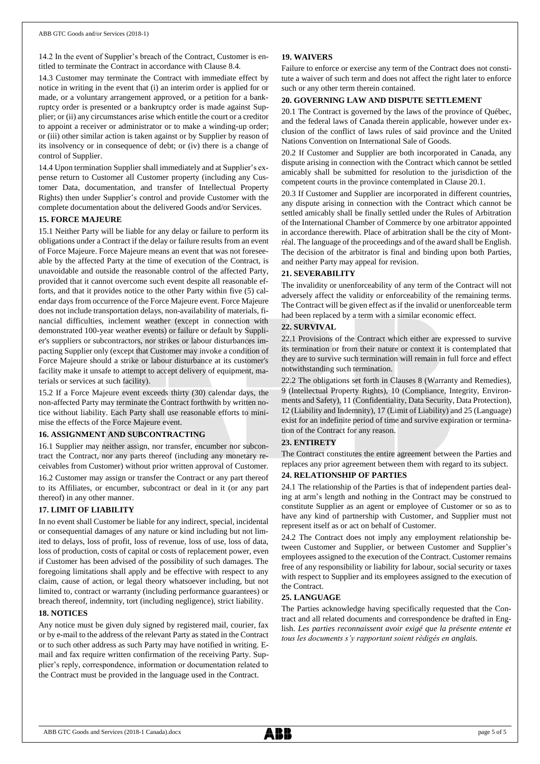14.2 In the event of Supplier's breach of the Contract, Customer is entitled to terminate the Contract in accordance with Clause 8.4.

14.3 Customer may terminate the Contract with immediate effect by notice in writing in the event that (i) an interim order is applied for or made, or a voluntary arrangement approved, or a petition for a bankruptcy order is presented or a bankruptcy order is made against Supplier; or (ii) any circumstances arise which entitle the court or a creditor to appoint a receiver or administrator or to make a winding-up order; or (iii) other similar action is taken against or by Supplier by reason of its insolvency or in consequence of debt; or (iv) there is a change of control of Supplier.

14.4 Upon termination Supplier shall immediately and at Supplier's expense return to Customer all Customer property (including any Customer Data, documentation, and transfer of Intellectual Property Rights) then under Supplier's control and provide Customer with the complete documentation about the delivered Goods and/or Services.

## 15. FORCE MAJEURE

15.1 Neither Party will be liable for any delay or failure to perform its obligations under a Contract if the delay or failure results from an event of Force Majeure. Force Majeure means an event that was not foreseeable by the affected Party at the time of execution of the Contract, is unavoidable and outside the reasonable control of the affected Party, provided that it cannot overcome such event despite all reasonable efforts, and that it provides notice to the other Party within five (5) calendar days from occurrence of the Force Majeure event. Force Majeure does not include transportation delays, non-availability of materials, financial difficulties, inclement weather (except in connection with demonstrated 100-year weather events) or failure or default by Supplier's suppliers or subcontractors, nor strikes or labour disturbances impacting Supplier only (except that Customer may invoke a condition of Force Majeure should a strike or labour disturbance at its customer's facility make it unsafe to attempt to accept delivery of equipment, materials or services at such facility).

15.2 If a Force Majeure event exceeds thirty (30) calendar days, the non-affected Party may terminate the Contract forthwith by written notice without liability. Each Party shall use reasonable efforts to minimise the effects of the Force Majeure event.

## 16. ASSIGNMENT AND SUBCONTRACTING

16.1 Supplier may neither assign, nor transfer, encumber nor subcontract the Contract, nor any parts thereof (including any monetary receivables from Customer) without prior written approval of Customer.

16.2 Customer may assign or transfer the Contract or any part thereof to its Affiliates, or encumber, subcontract or deal in it (or any part thereof) in any other manner.

## 17. LIMIT OF LIABILITY

In no event shall Customer be liable for any indirect, special, incidental or consequential damages of any nature or kind including but not limited to delays, loss of profit, loss of revenue, loss of use, loss of data, loss of production, costs of capital or costs of replacement power, even if Customer has been advised of the possibility of such damages. The foregoing limitations shall apply and be effective with respect to any claim, cause of action, or legal theory whatsoever including, but not limited to, contract or warranty (including performance guarantees) or breach thereof, indemnity, tort (including negligence), strict liability.

## 18. NOTICES

Any notice must be given duly signed by registered mail, courier, fax or by e-mail to the address of the relevant Party as stated in the Contract or to such other address as such Party may have notified in writing. E-mail and fax require written confirmation of the receiving Party. Supplier's reply, correspondence, information or documentation related to the Contract must be provided in the language used in the Contract.

## 19. WAIVERS

Failure to enforce or exercise any term of the Contract does not constitute a waiver of such term and does not affect the right later to enforce such or any other term therein contained.

## 20. GOVERNING LAW AND DISPUTE SETTLEMENT

20.1 The Contract is governed by the laws of the province of Québec, and the federal laws of Canada therein applicable, however under exclusion of the conflict of laws rules of said province and the United Nations Convention on International Sale of Goods.

20.2 If Customer and Supplier are both incorporated in Canada, any dispute arising in connection with the Contract which cannot be settled amicably shall be submitted for resolution to the jurisdiction of the competent courts in the province contemplated in Clause 20.1.

20.3 If Customer and Supplier are incorporated in different countries, any dispute arising in connection with the Contract which cannot be settled amicably shall be finally settled under the Rules of Arbitration of the International Chamber of Commerce by one arbitrator appointed in accordance therewith. Place of arbitration shall be the city of Montréal. The language of the proceedings and of the award shall be English. The decision of the arbitrator is final and binding upon both Parties, and neither Party may appeal for revision.

## 21. SEVERABILITY

The invalidity or unenforceability of any term of the Contract will not adversely affect the validity or enforceability of the remaining terms. The Contract will be given effect as if the invalid or unenforceable term had been replaced by a term with a similar economic effect.

## 22. SURVIVAL

22.1 Provisions of the Contract which either are expressed to survive its termination or from their nature or context it is contemplated that they are to survive such termination will remain in full force and effect notwithstanding such termination.

22.2 The obligations set forth in Clauses 8 (Warranty and Remedies), 9 (Intellectual Property Rights), 10 (Compliance, Integrity, Environments and Safety), 11 (Confidentiality, Data Security, Data Protection), 12 (Liability and Indemnity), 17 (Limit of Liability) and 25 (Language) exist for an indefinite period of time and survive expiration or termination of the Contract for any reason.

## 23. ENTIRETY

The Contract constitutes the entire agreement between the Parties and replaces any prior agreement between them with regard to its subject.

## 24. RELATIONSHIP OF PARTIES

24.1 The relationship of the Parties is that of independent parties dealing at arm's length and nothing in the Contract may be construed to constitute Supplier as an agent or employee of Customer or so as to have any kind of partnership with Customer, and Supplier must not represent itself as or act on behalf of Customer.

24.2 The Contract does not imply any employment relationship between Customer and Supplier, or between Customer and Supplier's employees assigned to the execution of the Contract. Customer remains free of any responsibility or liability for labour, social security or taxes with respect to Supplier and its employees assigned to the execution of the Contract.

## 25. LANGUAGE

The Parties acknowledge having specifically requested that the Contract and all related documents and correspondence be drafted in English. *Les parties reconnaissent avoir exigé que la présente entente et tous les documents s'y rapportant soient rédigés en anglais.*